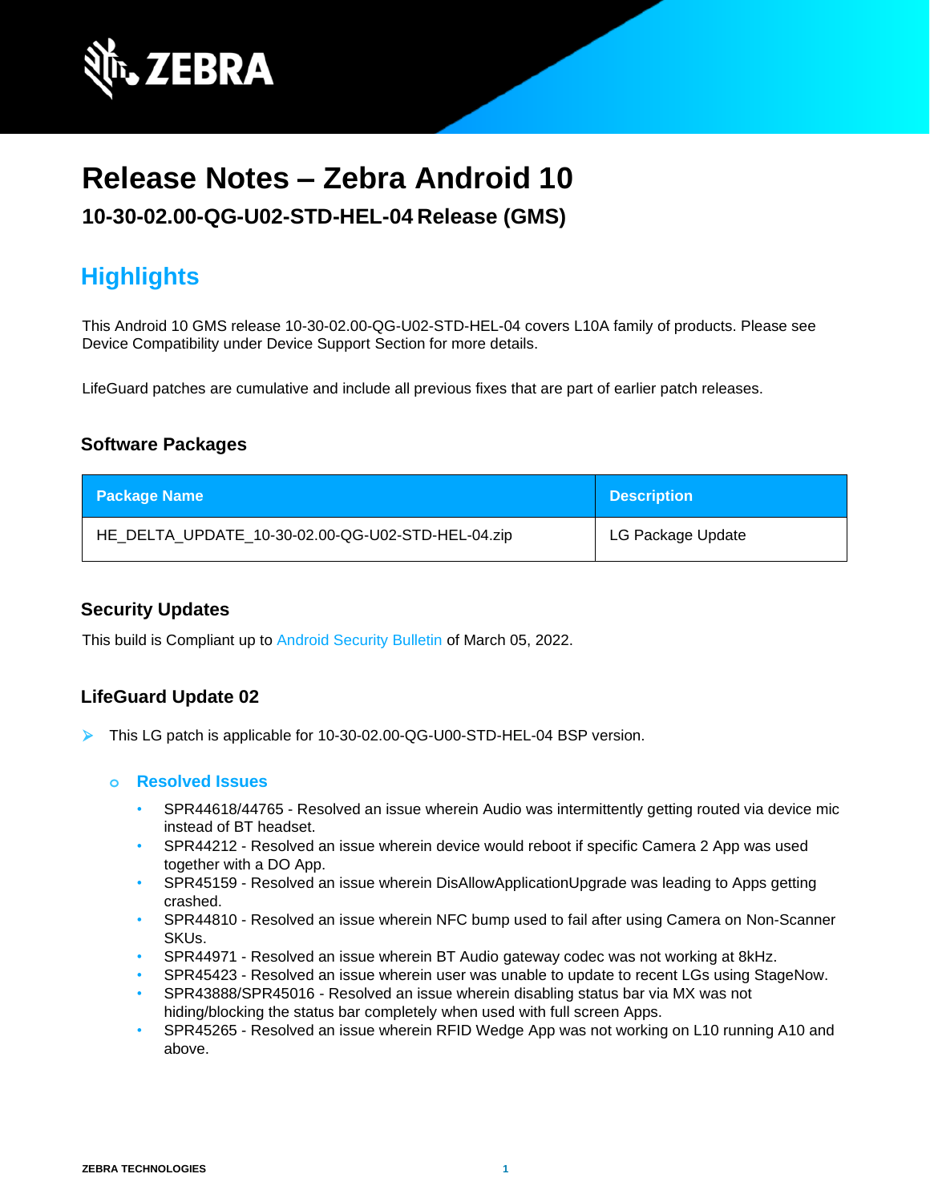# Release Notes – Zebra Android 10

### 10-30-02.00-QG-U02-STD-HEL-04 Release (GMS)

## Highlights

This Android 10 GMS release 10-30-02.00-QG-U02-STD-HEL-04 covers L10A family of products. Please see Device Compatibility under Device Support Section for more details.

LifeGuard patches are cumulative and include all previous fixes that are part of earlier patch releases.

### Software Packages

| Package Name | Description |
|---|---|
| HE_DELTA_UPDATE_10-30-02.00-QG-U02-STD-HEL-04.zip | LG Package Update |

### Security Updates

This build is Compliant up to Android Security Bulletin of March 05, 2022.

### LifeGuard Update 02

- This LG patch is applicable for 10-30-02.00-QG-U00-STD-HEL-04 BSP version.
  - **Resolved Issues**
    - SPR44618/44765 - Resolved an issue wherein Audio was intermittently getting routed via device mic instead of BT headset.
    - SPR44212 - Resolved an issue wherein device would reboot if specific Camera 2 App was used together with a DO App.
    - SPR45159 - Resolved an issue wherein DisAllowApplicationUpgrade was leading to Apps getting crashed.
    - SPR44810 - Resolved an issue wherein NFC bump used to fail after using Camera on Non-Scanner SKUs.
    - SPR44971 - Resolved an issue wherein BT Audio gateway codec was not working at 8kHz.
    - SPR45423 - Resolved an issue wherein user was unable to update to recent LGs using StageNow.
    - SPR43888/SPR45016 - Resolved an issue wherein disabling status bar via MX was not hiding/blocking the status bar completely when used with full screen Apps.
    - SPR45265 - Resolved an issue wherein RFID Wedge App was not working on L10 running A10 and above.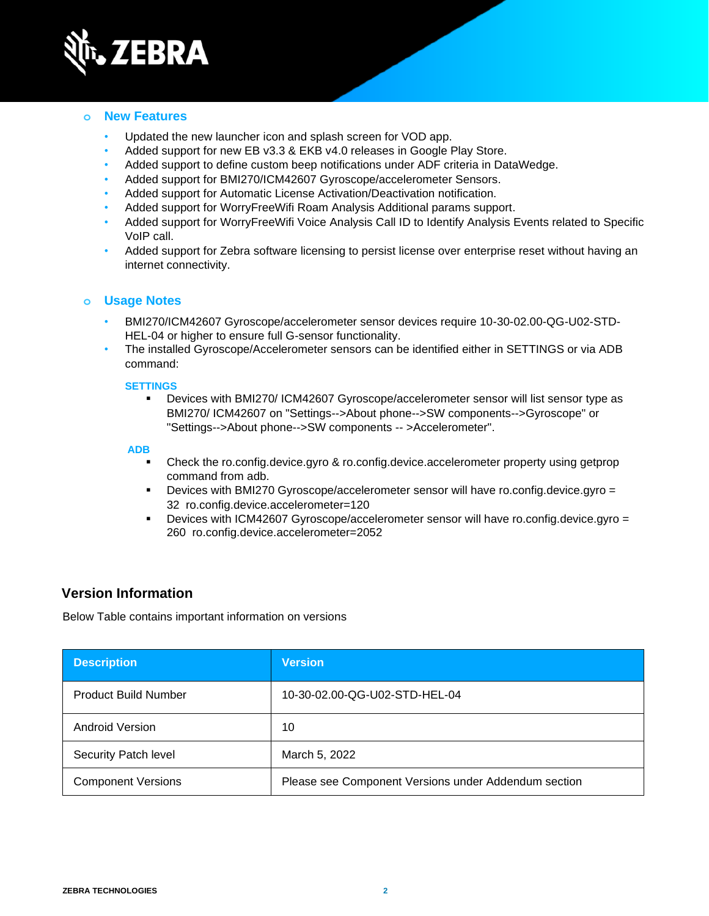- **New Features**
  - Updated the new launcher icon and splash screen for VOD app.
  - Added support for new EB v3.3 & EKB v4.0 releases in Google Play Store.
  - Added support to define custom beep notifications under ADF criteria in DataWedge.
  - Added support for BMI270/ICM42607 Gyroscope/accelerometer Sensors.
  - Added support for Automatic License Activation/Deactivation notification.
  - Added support for WorryFreeWifi Roam Analysis Additional params support.
  - Added support for WorryFreeWifi Voice Analysis Call ID to Identify Analysis Events related to Specific VoIP call.
  - Added support for Zebra software licensing to persist license over enterprise reset without having an internet connectivity.

- **Usage Notes**
  - BMI270/ICM42607 Gyroscope/accelerometer sensor devices require 10-30-02.00-QG-U02-STD-HEL-04 or higher to ensure full G-sensor functionality.
  - The installed Gyroscope/Accelerometer sensors can be identified either in SETTINGS or via ADB command:

    **SETTINGS**
    - Devices with BMI270/ ICM42607 Gyroscope/accelerometer sensor will list sensor type as BMI270/ ICM42607 on "Settings-->About phone-->SW components-->Gyroscope" or "Settings-->About phone-->SW components -- >Accelerometer".

    **ADB**
    - Check the ro.config.device.gyro & ro.config.device.accelerometer property using getprop command from adb.
    - Devices with BMI270 Gyroscope/accelerometer sensor will have ro.config.device.gyro = 32 ro.config.device.accelerometer=120
    - Devices with ICM42607 Gyroscope/accelerometer sensor will have ro.config.device.gyro = 260 ro.config.device.accelerometer=2052

## Version Information

Below Table contains important information on versions

| Description | Version |
|---|---|
| Product Build Number | 10-30-02.00-QG-U02-STD-HEL-04 |
| Android Version | 10 |
| Security Patch level | March 5, 2022 |
| Component Versions | Please see Component Versions under Addendum section |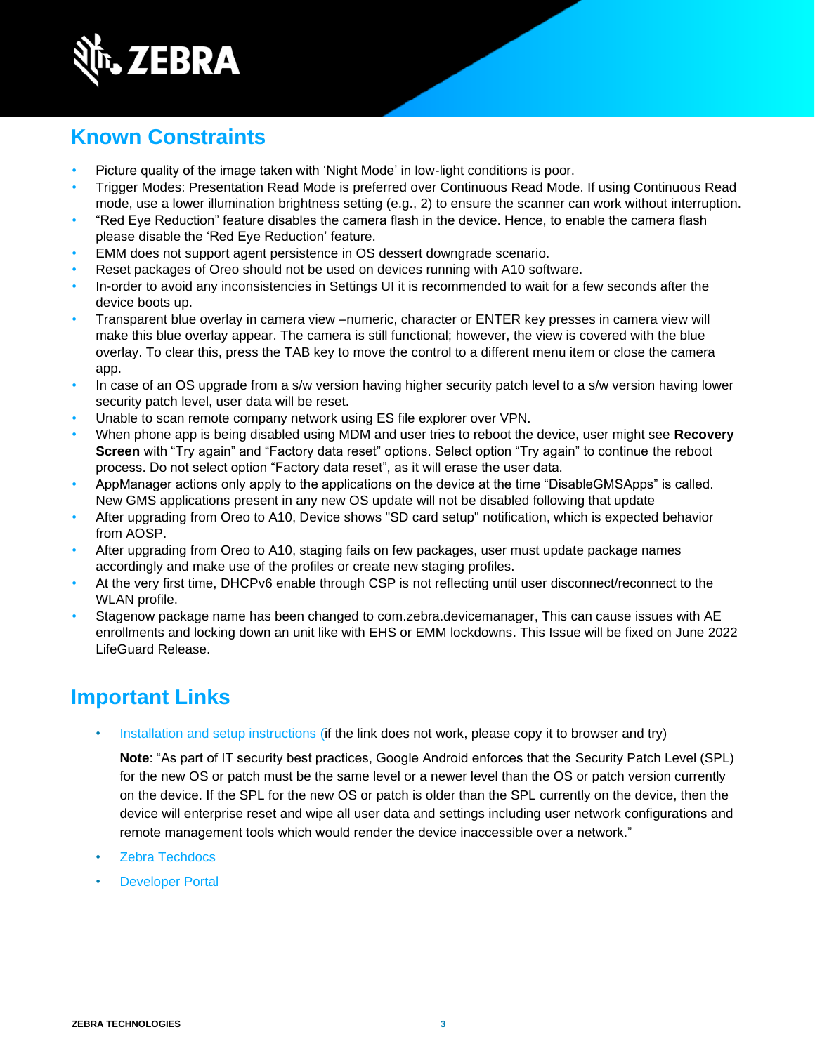## Known Constraints

- Picture quality of the image taken with 'Night Mode' in low-light conditions is poor.
- Trigger Modes: Presentation Read Mode is preferred over Continuous Read Mode. If using Continuous Read mode, use a lower illumination brightness setting (e.g., 2) to ensure the scanner can work without interruption.
- "Red Eye Reduction" feature disables the camera flash in the device. Hence, to enable the camera flash please disable the 'Red Eye Reduction' feature.
- EMM does not support agent persistence in OS dessert downgrade scenario.
- Reset packages of Oreo should not be used on devices running with A10 software.
- In-order to avoid any inconsistencies in Settings UI it is recommended to wait for a few seconds after the device boots up.
- Transparent blue overlay in camera view –numeric, character or ENTER key presses in camera view will make this blue overlay appear. The camera is still functional; however, the view is covered with the blue overlay. To clear this, press the TAB key to move the control to a different menu item or close the camera app.
- In case of an OS upgrade from a s/w version having higher security patch level to a s/w version having lower security patch level, user data will be reset.
- Unable to scan remote company network using ES file explorer over VPN.
- When phone app is being disabled using MDM and user tries to reboot the device, user might see **Recovery Screen** with "Try again" and "Factory data reset" options. Select option "Try again" to continue the reboot process. Do not select option "Factory data reset", as it will erase the user data.
- AppManager actions only apply to the applications on the device at the time "DisableGMSApps" is called. New GMS applications present in any new OS update will not be disabled following that update
- After upgrading from Oreo to A10, Device shows "SD card setup" notification, which is expected behavior from AOSP.
- After upgrading from Oreo to A10, staging fails on few packages, user must update package names accordingly and make use of the profiles or create new staging profiles.
- At the very first time, DHCPv6 enable through CSP is not reflecting until user disconnect/reconnect to the WLAN profile.
- Stagenow package name has been changed to com.zebra.devicemanager, This can cause issues with AE enrollments and locking down an unit like with EHS or EMM lockdowns. This Issue will be fixed on June 2022 LifeGuard Release.

## Important Links

- Installation and setup instructions (if the link does not work, please copy it to browser and try)

  **Note**: "As part of IT security best practices, Google Android enforces that the Security Patch Level (SPL) for the new OS or patch must be the same level or a newer level than the OS or patch version currently on the device. If the SPL for the new OS or patch is older than the SPL currently on the device, then the device will enterprise reset and wipe all user data and settings including user network configurations and remote management tools which would render the device inaccessible over a network."

- Zebra Techdocs
- Developer Portal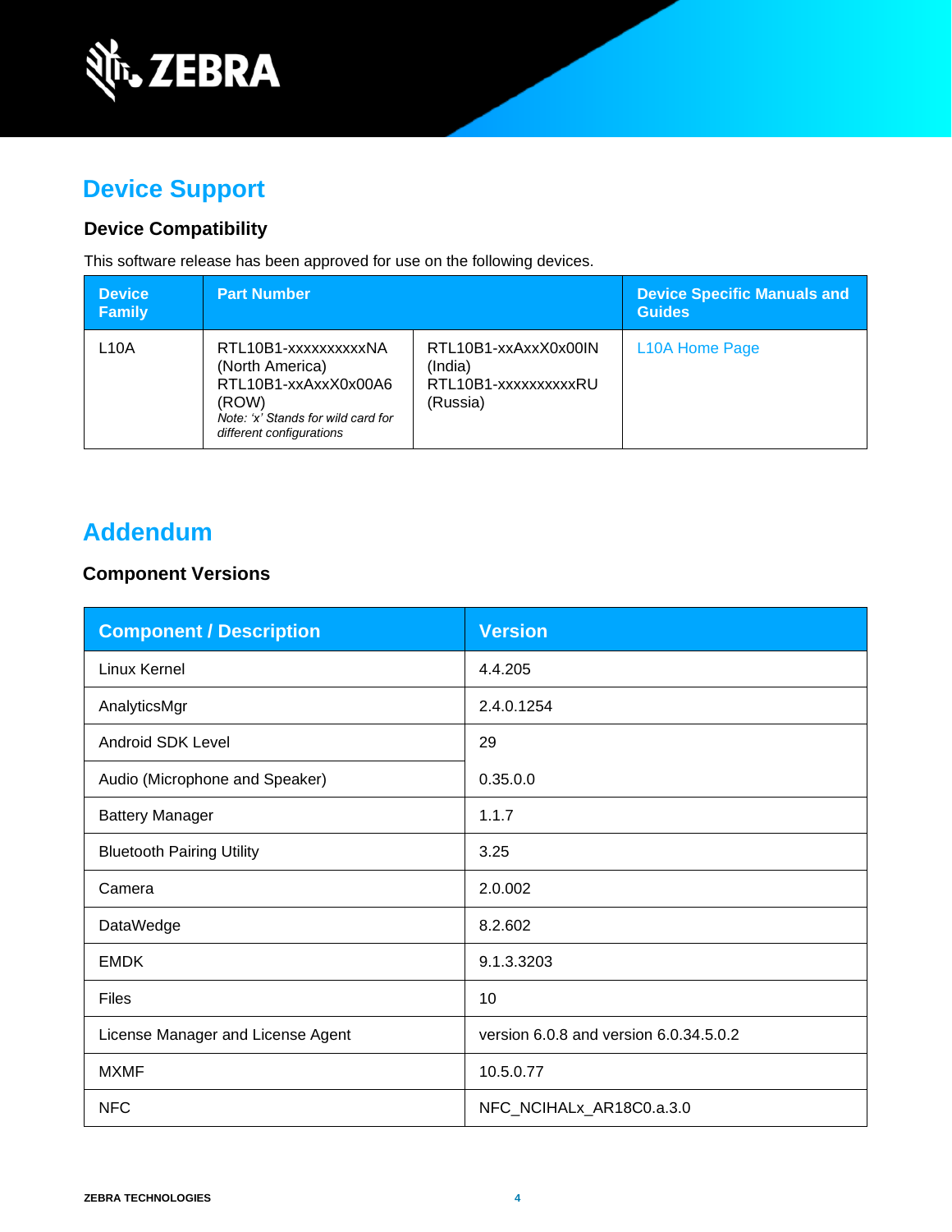# Device Support

## Device Compatibility

This software release has been approved for use on the following devices.

| Device Family | Part Number | | Device Specific Manuals and Guides |
|---|---|---|---|
| L10A | RTL10B1-xxxxxxxxxxNA (North America) RTL10B1-xxAxxX0x00A6 (ROW) *Note: 'x' Stands for wild card for different configurations* | RTL10B1-xxAxxX0x00IN (India) RTL10B1-xxxxxxxxxxRU (Russia) | L10A Home Page |

# Addendum

## Component Versions

| Component / Description | Version |
|---|---|
| Linux Kernel | 4.4.205 |
| AnalyticsMgr | 2.4.0.1254 |
| Android SDK Level | 29 |
| Audio (Microphone and Speaker) | 0.35.0.0 |
| Battery Manager | 1.1.7 |
| Bluetooth Pairing Utility | 3.25 |
| Camera | 2.0.002 |
| DataWedge | 8.2.602 |
| EMDK | 9.1.3.3203 |
| Files | 10 |
| License Manager and License Agent | version 6.0.8 and version 6.0.34.5.0.2 |
| MXMF | 10.5.0.77 |
| NFC | NFC_NCIHALx_AR18C0.a.3.0 |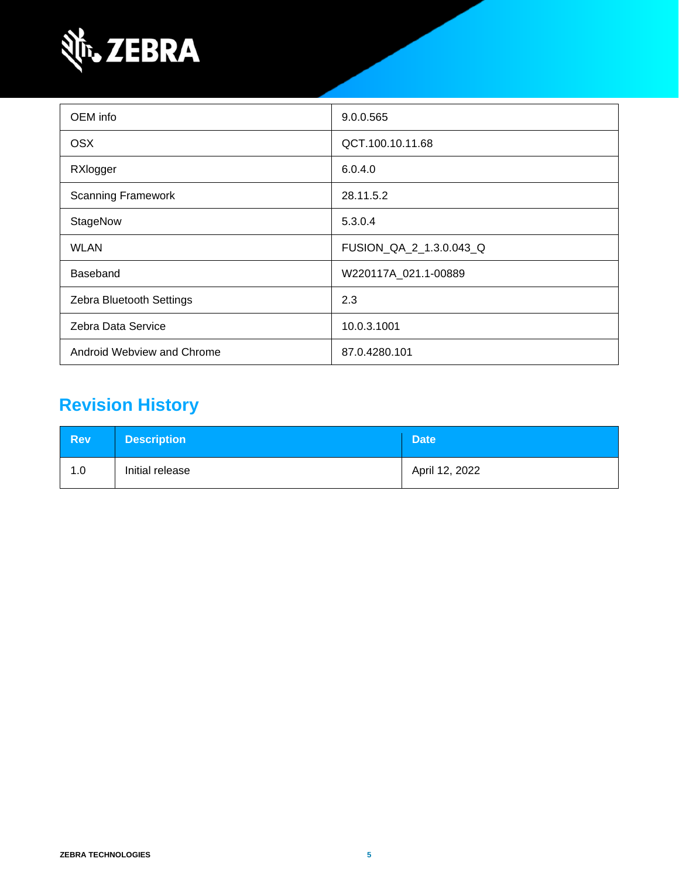| | |
|---|---|
| OEM info | 9.0.0.565 |
| OSX | QCT.100.10.11.68 |
| RXlogger | 6.0.4.0 |
| Scanning Framework | 28.11.5.2 |
| StageNow | 5.3.0.4 |
| WLAN | FUSION_QA_2_1.3.0.043_Q |
| Baseband | W220117A_021.1-00889 |
| Zebra Bluetooth Settings | 2.3 |
| Zebra Data Service | 10.0.3.1001 |
| Android Webview and Chrome | 87.0.4280.101 |

## Revision History

| Rev | Description | Date |
|---|---|---|
| 1.0 | Initial release | April 12, 2022 |